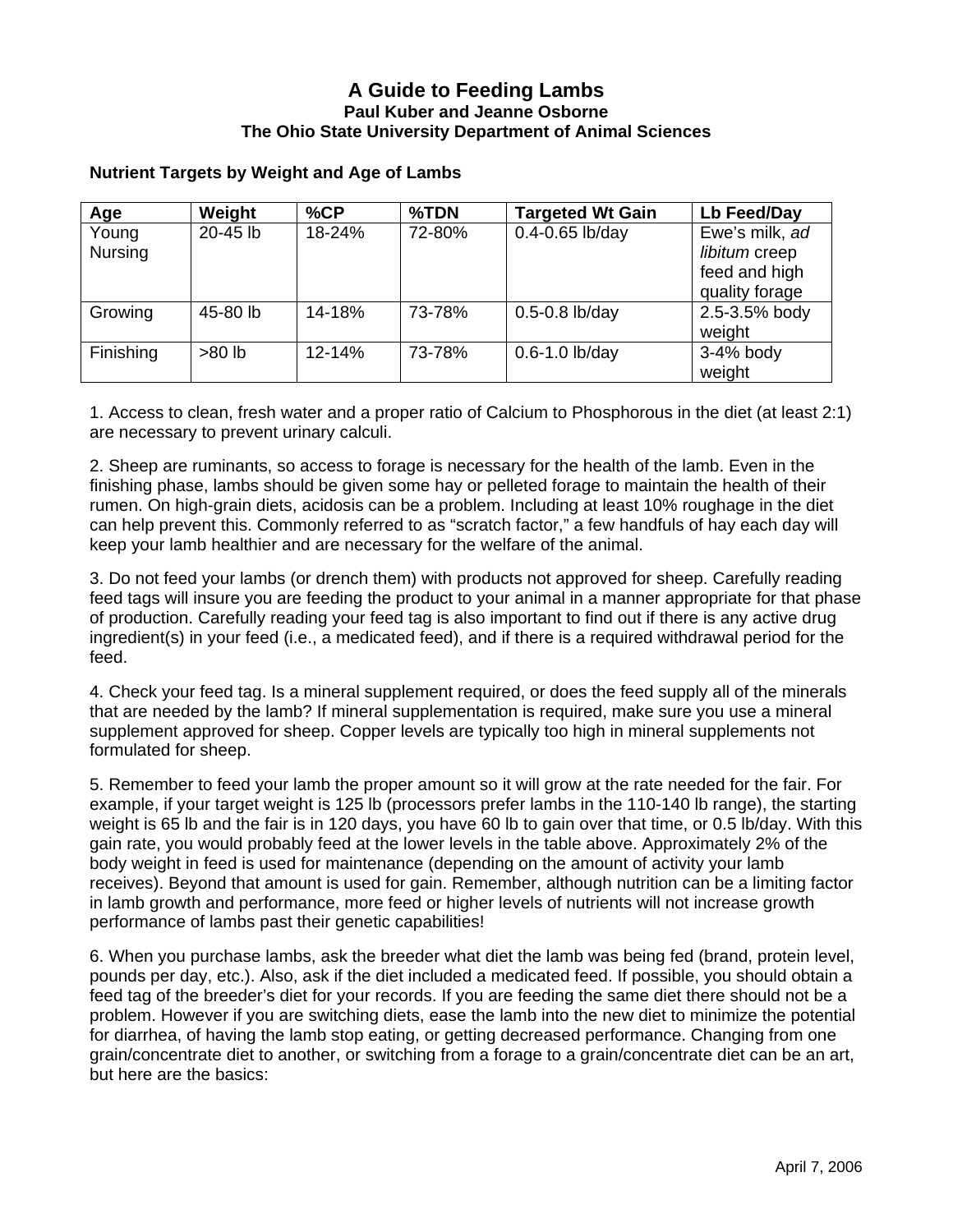# A Guide to Feeding Lambs

**Paul Kuber and Jeanne Osborne**
**The Ohio State University Department of Animal Sciences**

### Nutrient Targets by Weight and Age of Lambs

| Age | Weight | %CP | %TDN | Targeted Wt Gain | Lb Feed/Day |
|---|---|---|---|---|---|
| Young Nursing | 20-45 lb | 18-24% | 72-80% | 0.4-0.65 lb/day | Ewe's milk, *ad libitum* creep feed and high quality forage |
| Growing | 45-80 lb | 14-18% | 73-78% | 0.5-0.8 lb/day | 2.5-3.5% body weight |
| Finishing | >80 lb | 12-14% | 73-78% | 0.6-1.0 lb/day | 3-4% body weight |

1. Access to clean, fresh water and a proper ratio of Calcium to Phosphorous in the diet (at least 2:1) are necessary to prevent urinary calculi.

2. Sheep are ruminants, so access to forage is necessary for the health of the lamb. Even in the finishing phase, lambs should be given some hay or pelleted forage to maintain the health of their rumen. On high-grain diets, acidosis can be a problem. Including at least 10% roughage in the diet can help prevent this. Commonly referred to as "scratch factor," a few handfuls of hay each day will keep your lamb healthier and are necessary for the welfare of the animal.

3. Do not feed your lambs (or drench them) with products not approved for sheep. Carefully reading feed tags will insure you are feeding the product to your animal in a manner appropriate for that phase of production. Carefully reading your feed tag is also important to find out if there is any active drug ingredient(s) in your feed (i.e., a medicated feed), and if there is a required withdrawal period for the feed.

4. Check your feed tag. Is a mineral supplement required, or does the feed supply all of the minerals that are needed by the lamb? If mineral supplementation is required, make sure you use a mineral supplement approved for sheep. Copper levels are typically too high in mineral supplements not formulated for sheep.

5. Remember to feed your lamb the proper amount so it will grow at the rate needed for the fair. For example, if your target weight is 125 lb (processors prefer lambs in the 110-140 lb range), the starting weight is 65 lb and the fair is in 120 days, you have 60 lb to gain over that time, or 0.5 lb/day. With this gain rate, you would probably feed at the lower levels in the table above. Approximately 2% of the body weight in feed is used for maintenance (depending on the amount of activity your lamb receives). Beyond that amount is used for gain. Remember, although nutrition can be a limiting factor in lamb growth and performance, more feed or higher levels of nutrients will not increase growth performance of lambs past their genetic capabilities!

6. When you purchase lambs, ask the breeder what diet the lamb was being fed (brand, protein level, pounds per day, etc.). Also, ask if the diet included a medicated feed. If possible, you should obtain a feed tag of the breeder's diet for your records. If you are feeding the same diet there should not be a problem. However if you are switching diets, ease the lamb into the new diet to minimize the potential for diarrhea, of having the lamb stop eating, or getting decreased performance. Changing from one grain/concentrate diet to another, or switching from a forage to a grain/concentrate diet can be an art, but here are the basics:

April 7, 2006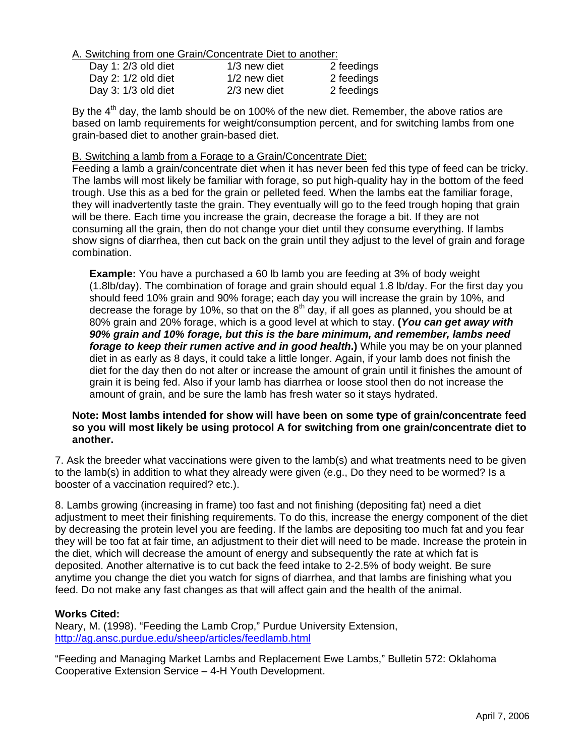A. Switching from one Grain/Concentrate Diet to another:

| | | |
|---|---|---|
| Day 1: 2/3 old diet | 1/3 new diet | 2 feedings |
| Day 2: 1/2 old diet | 1/2 new diet | 2 feedings |
| Day 3: 1/3 old diet | 2/3 new diet | 2 feedings |

By the 4th day, the lamb should be on 100% of the new diet. Remember, the above ratios are based on lamb requirements for weight/consumption percent, and for switching lambs from one grain-based diet to another grain-based diet.

B. Switching a lamb from a Forage to a Grain/Concentrate Diet:

Feeding a lamb a grain/concentrate diet when it has never been fed this type of feed can be tricky. The lambs will most likely be familiar with forage, so put high-quality hay in the bottom of the feed trough. Use this as a bed for the grain or pelleted feed. When the lambs eat the familiar forage, they will inadvertently taste the grain. They eventually will go to the feed trough hoping that grain will be there. Each time you increase the grain, decrease the forage a bit. If they are not consuming all the grain, then do not change your diet until they consume everything. If lambs show signs of diarrhea, then cut back on the grain until they adjust to the level of grain and forage combination.

> **Example:** You have a purchased a 60 lb lamb you are feeding at 3% of body weight (1.8lb/day). The combination of forage and grain should equal 1.8 lb/day. For the first day you should feed 10% grain and 90% forage; each day you will increase the grain by 10%, and decrease the forage by 10%, so that on the 8th day, if all goes as planned, you should be at 80% grain and 20% forage, which is a good level at which to stay. **(*You can get away with 90% grain and 10% forage, but this is the bare minimum, and remember, lambs need forage to keep their rumen active and in good health*.)** While you may be on your planned diet in as early as 8 days, it could take a little longer. Again, if your lamb does not finish the diet for the day then do not alter or increase the amount of grain until it finishes the amount of grain it is being fed. Also if your lamb has diarrhea or loose stool then do not increase the amount of grain, and be sure the lamb has fresh water so it stays hydrated.

**Note: Most lambs intended for show will have been on some type of grain/concentrate feed so you will most likely be using protocol A for switching from one grain/concentrate diet to another.**

7. Ask the breeder what vaccinations were given to the lamb(s) and what treatments need to be given to the lamb(s) in addition to what they already were given (e.g., Do they need to be wormed? Is a booster of a vaccination required? etc.).

8. Lambs growing (increasing in frame) too fast and not finishing (depositing fat) need a diet adjustment to meet their finishing requirements. To do this, increase the energy component of the diet by decreasing the protein level you are feeding. If the lambs are depositing too much fat and you fear they will be too fat at fair time, an adjustment to their diet will need to be made. Increase the protein in the diet, which will decrease the amount of energy and subsequently the rate at which fat is deposited. Another alternative is to cut back the feed intake to 2-2.5% of body weight. Be sure anytime you change the diet you watch for signs of diarrhea, and that lambs are finishing what you feed. Do not make any fast changes as that will affect gain and the health of the animal.

**Works Cited:**

Neary, M. (1998). "Feeding the Lamb Crop," Purdue University Extension, http://ag.ansc.purdue.edu/sheep/articles/feedlamb.html

"Feeding and Managing Market Lambs and Replacement Ewe Lambs," Bulletin 572: Oklahoma Cooperative Extension Service – 4-H Youth Development.

April 7, 2006